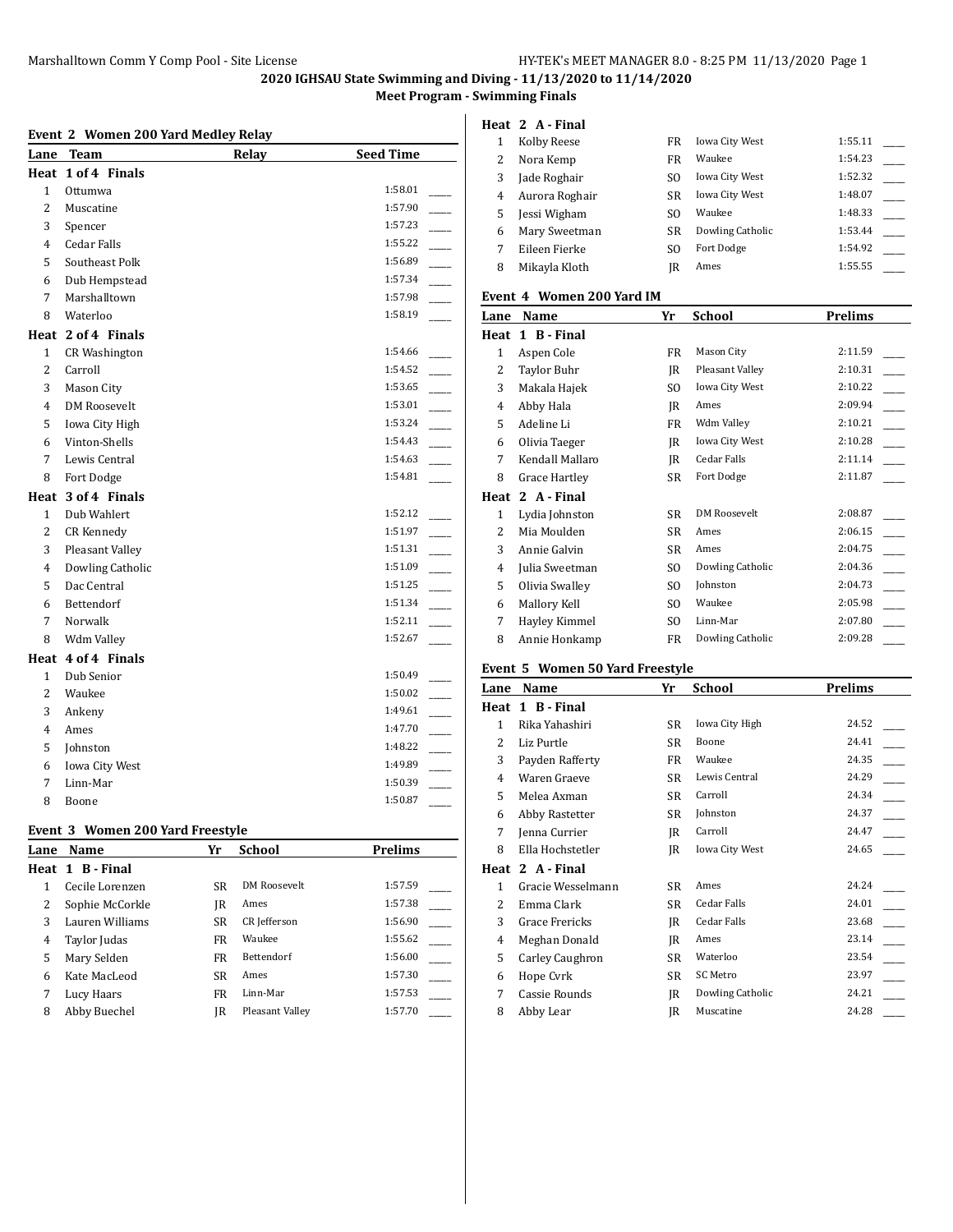**2020 IGHSAU State Swimming and Diving - 11/13/2020 to 11/14/2020**

**Meet Program - Swimming Finals**

### Event 2 Women 200 Yard Medley Relay

| Lane | Team | Relay | Seed Time | |
|---|---|---|---|---|
| **Heat 1 of 4 Finals** | | | | |
| 1 | Ottumwa | | 1:58.01 | _____ |
| 2 | Muscatine | | 1:57.90 | _____ |
| 3 | Spencer | | 1:57.23 | _____ |
| 4 | Cedar Falls | | 1:55.22 | _____ |
| 5 | Southeast Polk | | 1:56.89 | _____ |
| 6 | Dub Hempstead | | 1:57.34 | _____ |
| 7 | Marshalltown | | 1:57.98 | _____ |
| 8 | Waterloo | | 1:58.19 | _____ |
| **Heat 2 of 4 Finals** | | | | |
| 1 | CR Washington | | 1:54.66 | _____ |
| 2 | Carroll | | 1:54.52 | _____ |
| 3 | Mason City | | 1:53.65 | _____ |
| 4 | DM Roosevelt | | 1:53.01 | _____ |
| 5 | Iowa City High | | 1:53.24 | _____ |
| 6 | Vinton-Shells | | 1:54.43 | _____ |
| 7 | Lewis Central | | 1:54.63 | _____ |
| 8 | Fort Dodge | | 1:54.81 | _____ |
| **Heat 3 of 4 Finals** | | | | |
| 1 | Dub Wahlert | | 1:52.12 | _____ |
| 2 | CR Kennedy | | 1:51.97 | _____ |
| 3 | Pleasant Valley | | 1:51.31 | _____ |
| 4 | Dowling Catholic | | 1:51.09 | _____ |
| 5 | Dac Central | | 1:51.25 | _____ |
| 6 | Bettendorf | | 1:51.34 | _____ |
| 7 | Norwalk | | 1:52.11 | _____ |
| 8 | Wdm Valley | | 1:52.67 | _____ |
| **Heat 4 of 4 Finals** | | | | |
| 1 | Dub Senior | | 1:50.49 | _____ |
| 2 | Waukee | | 1:50.02 | _____ |
| 3 | Ankeny | | 1:49.61 | _____ |
| 4 | Ames | | 1:47.70 | _____ |
| 5 | Johnston | | 1:48.22 | _____ |
| 6 | Iowa City West | | 1:49.89 | _____ |
| 7 | Linn-Mar | | 1:50.39 | _____ |
| 8 | Boone | | 1:50.87 | _____ |

### Event 3 Women 200 Yard Freestyle

| Lane | Name | Yr | School | Prelims | |
|---|---|---|---|---|---|
| **Heat 1 B - Final** | | | | | |
| 1 | Cecile Lorenzen | SR | DM Roosevelt | 1:57.59 | _____ |
| 2 | Sophie McCorkle | JR | Ames | 1:57.38 | _____ |
| 3 | Lauren Williams | SR | CR Jefferson | 1:56.90 | _____ |
| 4 | Taylor Judas | FR | Waukee | 1:55.62 | _____ |
| 5 | Mary Selden | FR | Bettendorf | 1:56.00 | _____ |
| 6 | Kate MacLeod | SR | Ames | 1:57.30 | _____ |
| 7 | Lucy Haars | FR | Linn-Mar | 1:57.53 | _____ |
| 8 | Abby Buechel | JR | Pleasant Valley | 1:57.70 | _____ |
| **Heat 2 A - Final** | | | | | |
| 1 | Kolby Reese | FR | Iowa City West | 1:55.11 | _____ |
| 2 | Nora Kemp | FR | Waukee | 1:54.23 | _____ |
| 3 | Jade Roghair | SO | Iowa City West | 1:52.32 | _____ |
| 4 | Aurora Roghair | SR | Iowa City West | 1:48.07 | _____ |
| 5 | Jessi Wigham | SO | Waukee | 1:48.33 | _____ |
| 6 | Mary Sweetman | SR | Dowling Catholic | 1:53.44 | _____ |
| 7 | Eileen Fierke | SO | Fort Dodge | 1:54.92 | _____ |
| 8 | Mikayla Kloth | JR | Ames | 1:55.55 | _____ |

### Event 4 Women 200 Yard IM

| Lane | Name | Yr | School | Prelims | |
|---|---|---|---|---|---|
| **Heat 1 B - Final** | | | | | |
| 1 | Aspen Cole | FR | Mason City | 2:11.59 | _____ |
| 2 | Taylor Buhr | JR | Pleasant Valley | 2:10.31 | _____ |
| 3 | Makala Hajek | SO | Iowa City West | 2:10.22 | _____ |
| 4 | Abby Hala | JR | Ames | 2:09.94 | _____ |
| 5 | Adeline Li | FR | Wdm Valley | 2:10.21 | _____ |
| 6 | Olivia Taeger | JR | Iowa City West | 2:10.28 | _____ |
| 7 | Kendall Mallaro | JR | Cedar Falls | 2:11.14 | _____ |
| 8 | Grace Hartley | SR | Fort Dodge | 2:11.87 | _____ |
| **Heat 2 A - Final** | | | | | |
| 1 | Lydia Johnston | SR | DM Roosevelt | 2:08.87 | _____ |
| 2 | Mia Moulden | SR | Ames | 2:06.15 | _____ |
| 3 | Annie Galvin | SR | Ames | 2:04.75 | _____ |
| 4 | Julia Sweetman | SO | Dowling Catholic | 2:04.36 | _____ |
| 5 | Olivia Swalley | SO | Johnston | 2:04.73 | _____ |
| 6 | Mallory Kell | SO | Waukee | 2:05.98 | _____ |
| 7 | Hayley Kimmel | SO | Linn-Mar | 2:07.80 | _____ |
| 8 | Annie Honkamp | FR | Dowling Catholic | 2:09.28 | _____ |

### Event 5 Women 50 Yard Freestyle

| Lane | Name | Yr | School | Prelims | |
|---|---|---|---|---|---|
| **Heat 1 B - Final** | | | | | |
| 1 | Rika Yahashiri | SR | Iowa City High | 24.52 | _____ |
| 2 | Liz Purtle | SR | Boone | 24.41 | _____ |
| 3 | Payden Rafferty | FR | Waukee | 24.35 | _____ |
| 4 | Waren Graeve | SR | Lewis Central | 24.29 | _____ |
| 5 | Melea Axman | SR | Carroll | 24.34 | _____ |
| 6 | Abby Rastetter | SR | Johnston | 24.37 | _____ |
| 7 | Jenna Currier | JR | Carroll | 24.47 | _____ |
| 8 | Ella Hochstetler | JR | Iowa City West | 24.65 | _____ |
| **Heat 2 A - Final** | | | | | |
| 1 | Gracie Wesselmann | SR | Ames | 24.24 | _____ |
| 2 | Emma Clark | SR | Cedar Falls | 24.01 | _____ |
| 3 | Grace Frericks | JR | Cedar Falls | 23.68 | _____ |
| 4 | Meghan Donald | JR | Ames | 23.14 | _____ |
| 5 | Carley Caughron | SR | Waterloo | 23.54 | _____ |
| 6 | Hope Cvrk | SR | SC Metro | 23.97 | _____ |
| 7 | Cassie Rounds | JR | Dowling Catholic | 24.21 | _____ |
| 8 | Abby Lear | JR | Muscatine | 24.28 | _____ |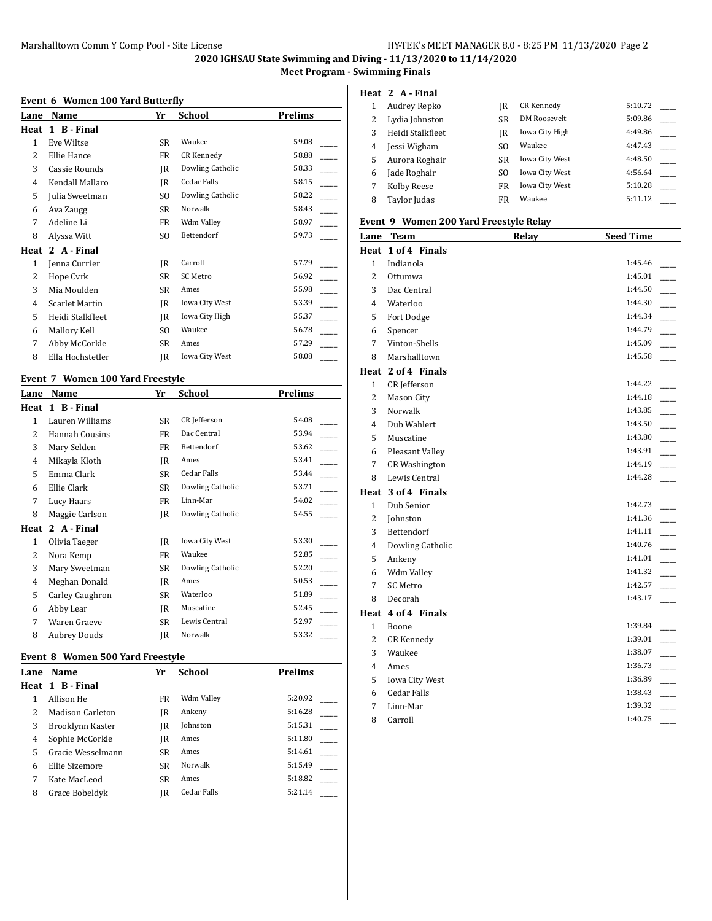## 2020 IGHSAU State Swimming and Diving - 11/13/2020 to 11/14/2020

### Meet Program - Swimming Finals

### Event 6 Women 100 Yard Butterfly

| Lane | Name | Yr | School | Prelims |
|---|---|---|---|---|
| **Heat 1 B - Final** | | | | |
| 1 | Eve Wiltse | SR | Waukee | 59.08 |
| 2 | Ellie Hance | FR | CR Kennedy | 58.88 |
| 3 | Cassie Rounds | JR | Dowling Catholic | 58.33 |
| 4 | Kendall Mallaro | JR | Cedar Falls | 58.15 |
| 5 | Julia Sweetman | SO | Dowling Catholic | 58.22 |
| 6 | Ava Zaugg | SR | Norwalk | 58.43 |
| 7 | Adeline Li | FR | Wdm Valley | 58.97 |
| 8 | Alyssa Witt | SO | Bettendorf | 59.73 |
| **Heat 2 A - Final** | | | | |
| 1 | Jenna Currier | JR | Carroll | 57.79 |
| 2 | Hope Cvrk | SR | SC Metro | 56.92 |
| 3 | Mia Moulden | SR | Ames | 55.98 |
| 4 | Scarlet Martin | JR | Iowa City West | 53.39 |
| 5 | Heidi Stalkfleet | JR | Iowa City High | 55.37 |
| 6 | Mallory Kell | SO | Waukee | 56.78 |
| 7 | Abby McCorkle | SR | Ames | 57.29 |
| 8 | Ella Hochstetler | JR | Iowa City West | 58.08 |

### Event 7 Women 100 Yard Freestyle

| Lane | Name | Yr | School | Prelims |
|---|---|---|---|---|
| **Heat 1 B - Final** | | | | |
| 1 | Lauren Williams | SR | CR Jefferson | 54.08 |
| 2 | Hannah Cousins | FR | Dac Central | 53.94 |
| 3 | Mary Selden | FR | Bettendorf | 53.62 |
| 4 | Mikayla Kloth | JR | Ames | 53.41 |
| 5 | Emma Clark | SR | Cedar Falls | 53.44 |
| 6 | Ellie Clark | SR | Dowling Catholic | 53.71 |
| 7 | Lucy Haars | FR | Linn-Mar | 54.02 |
| 8 | Maggie Carlson | JR | Dowling Catholic | 54.55 |
| **Heat 2 A - Final** | | | | |
| 1 | Olivia Taeger | JR | Iowa City West | 53.30 |
| 2 | Nora Kemp | FR | Waukee | 52.85 |
| 3 | Mary Sweetman | SR | Dowling Catholic | 52.20 |
| 4 | Meghan Donald | JR | Ames | 50.53 |
| 5 | Carley Caughron | SR | Waterloo | 51.89 |
| 6 | Abby Lear | JR | Muscatine | 52.45 |
| 7 | Waren Graeve | SR | Lewis Central | 52.97 |
| 8 | Aubrey Douds | JR | Norwalk | 53.32 |

### Event 8 Women 500 Yard Freestyle

| Lane | Name | Yr | School | Prelims |
|---|---|---|---|---|
| **Heat 1 B - Final** | | | | |
| 1 | Allison He | FR | Wdm Valley | 5:20.92 |
| 2 | Madison Carleton | JR | Ankeny | 5:16.28 |
| 3 | Brooklynn Kaster | JR | Johnston | 5:15.31 |
| 4 | Sophie McCorkle | JR | Ames | 5:11.80 |
| 5 | Gracie Wesselmann | SR | Ames | 5:14.61 |
| 6 | Ellie Sizemore | SR | Norwalk | 5:15.49 |
| 7 | Kate MacLeod | SR | Ames | 5:18.82 |
| 8 | Grace Bobeldyk | JR | Cedar Falls | 5:21.14 |
| **Heat 2 A - Final** | | | | |
| 1 | Audrey Repko | JR | CR Kennedy | 5:10.72 |
| 2 | Lydia Johnston | SR | DM Roosevelt | 5:09.86 |
| 3 | Heidi Stalkfleet | JR | Iowa City High | 4:49.86 |
| 4 | Jessi Wigham | SO | Waukee | 4:47.43 |
| 5 | Aurora Roghair | SR | Iowa City West | 4:48.50 |
| 6 | Jade Roghair | SO | Iowa City West | 4:56.64 |
| 7 | Kolby Reese | FR | Iowa City West | 5:10.28 |
| 8 | Taylor Judas | FR | Waukee | 5:11.12 |

### Event 9 Women 200 Yard Freestyle Relay

| Lane | Team | Relay | Seed Time |
|---|---|---|---|
| **Heat 1 of 4 Finals** | | | |
| 1 | Indianola | | 1:45.46 |
| 2 | Ottumwa | | 1:45.01 |
| 3 | Dac Central | | 1:44.50 |
| 4 | Waterloo | | 1:44.30 |
| 5 | Fort Dodge | | 1:44.34 |
| 6 | Spencer | | 1:44.79 |
| 7 | Vinton-Shells | | 1:45.09 |
| 8 | Marshalltown | | 1:45.58 |
| **Heat 2 of 4 Finals** | | | |
| 1 | CR Jefferson | | 1:44.22 |
| 2 | Mason City | | 1:44.18 |
| 3 | Norwalk | | 1:43.85 |
| 4 | Dub Wahlert | | 1:43.50 |
| 5 | Muscatine | | 1:43.80 |
| 6 | Pleasant Valley | | 1:43.91 |
| 7 | CR Washington | | 1:44.19 |
| 8 | Lewis Central | | 1:44.28 |
| **Heat 3 of 4 Finals** | | | |
| 1 | Dub Senior | | 1:42.73 |
| 2 | Johnston | | 1:41.36 |
| 3 | Bettendorf | | 1:41.11 |
| 4 | Dowling Catholic | | 1:40.76 |
| 5 | Ankeny | | 1:41.01 |
| 6 | Wdm Valley | | 1:41.32 |
| 7 | SC Metro | | 1:42.57 |
| 8 | Decorah | | 1:43.17 |
| **Heat 4 of 4 Finals** | | | |
| 1 | Boone | | 1:39.84 |
| 2 | CR Kennedy | | 1:39.01 |
| 3 | Waukee | | 1:38.07 |
| 4 | Ames | | 1:36.73 |
| 5 | Iowa City West | | 1:36.89 |
| 6 | Cedar Falls | | 1:38.43 |
| 7 | Linn-Mar | | 1:39.32 |
| 8 | Carroll | | 1:40.75 |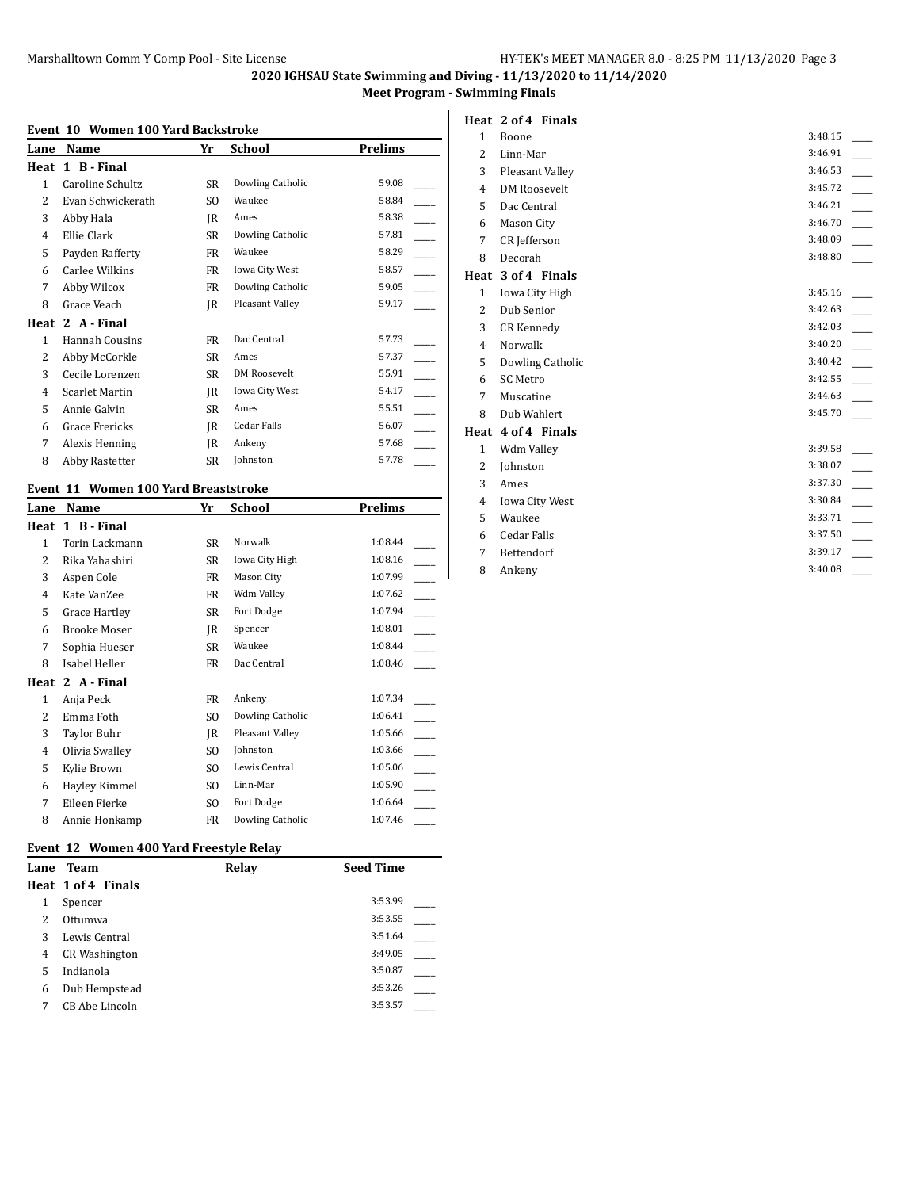## 2020 IGHSAU State Swimming and Diving - 11/13/2020 to 11/14/2020

### Meet Program - Swimming Finals

### Event 10 Women 100 Yard Backstroke

| Lane | Name | Yr | School | Prelims | |
|---|---|---|---|---|---|
| **Heat 1 B - Final** | | | | | |
| 1 | Caroline Schultz | SR | Dowling Catholic | 59.08 | _____ |
| 2 | Evan Schwickerath | SO | Waukee | 58.84 | _____ |
| 3 | Abby Hala | JR | Ames | 58.38 | _____ |
| 4 | Ellie Clark | SR | Dowling Catholic | 57.81 | _____ |
| 5 | Payden Rafferty | FR | Waukee | 58.29 | _____ |
| 6 | Carlee Wilkins | FR | Iowa City West | 58.57 | _____ |
| 7 | Abby Wilcox | FR | Dowling Catholic | 59.05 | _____ |
| 8 | Grace Veach | JR | Pleasant Valley | 59.17 | _____ |
| **Heat 2 A - Final** | | | | | |
| 1 | Hannah Cousins | FR | Dac Central | 57.73 | _____ |
| 2 | Abby McCorkle | SR | Ames | 57.37 | _____ |
| 3 | Cecile Lorenzen | SR | DM Roosevelt | 55.91 | _____ |
| 4 | Scarlet Martin | JR | Iowa City West | 54.17 | _____ |
| 5 | Annie Galvin | SR | Ames | 55.51 | _____ |
| 6 | Grace Frericks | JR | Cedar Falls | 56.07 | _____ |
| 7 | Alexis Henning | JR | Ankeny | 57.68 | _____ |
| 8 | Abby Rastetter | SR | Johnston | 57.78 | _____ |

### Event 11 Women 100 Yard Breaststroke

| Lane | Name | Yr | School | Prelims | |
|---|---|---|---|---|---|
| **Heat 1 B - Final** | | | | | |
| 1 | Torin Lackmann | SR | Norwalk | 1:08.44 | _____ |
| 2 | Rika Yahashiri | SR | Iowa City High | 1:08.16 | _____ |
| 3 | Aspen Cole | FR | Mason City | 1:07.99 | _____ |
| 4 | Kate VanZee | FR | Wdm Valley | 1:07.62 | _____ |
| 5 | Grace Hartley | SR | Fort Dodge | 1:07.94 | _____ |
| 6 | Brooke Moser | JR | Spencer | 1:08.01 | _____ |
| 7 | Sophia Hueser | SR | Waukee | 1:08.44 | _____ |
| 8 | Isabel Heller | FR | Dac Central | 1:08.46 | _____ |
| **Heat 2 A - Final** | | | | | |
| 1 | Anja Peck | FR | Ankeny | 1:07.34 | _____ |
| 2 | Emma Foth | SO | Dowling Catholic | 1:06.41 | _____ |
| 3 | Taylor Buhr | JR | Pleasant Valley | 1:05.66 | _____ |
| 4 | Olivia Swalley | SO | Johnston | 1:03.66 | _____ |
| 5 | Kylie Brown | SO | Lewis Central | 1:05.06 | _____ |
| 6 | Hayley Kimmel | SO | Linn-Mar | 1:05.90 | _____ |
| 7 | Eileen Fierke | SO | Fort Dodge | 1:06.64 | _____ |
| 8 | Annie Honkamp | FR | Dowling Catholic | 1:07.46 | _____ |

### Event 12 Women 400 Yard Freestyle Relay

| Lane | Team | Relay | Seed Time | |
|---|---|---|---|---|
| **Heat 1 of 4 Finals** | | | | |
| 1 | Spencer | | 3:53.99 | _____ |
| 2 | Ottumwa | | 3:53.55 | _____ |
| 3 | Lewis Central | | 3:51.64 | _____ |
| 4 | CR Washington | | 3:49.05 | _____ |
| 5 | Indianola | | 3:50.87 | _____ |
| 6 | Dub Hempstead | | 3:53.26 | _____ |
| 7 | CB Abe Lincoln | | 3:53.57 | _____ |
| **Heat 2 of 4 Finals** | | | | |
| 1 | Boone | | 3:48.15 | _____ |
| 2 | Linn-Mar | | 3:46.91 | _____ |
| 3 | Pleasant Valley | | 3:46.53 | _____ |
| 4 | DM Roosevelt | | 3:45.72 | _____ |
| 5 | Dac Central | | 3:46.21 | _____ |
| 6 | Mason City | | 3:46.70 | _____ |
| 7 | CR Jefferson | | 3:48.09 | _____ |
| 8 | Decorah | | 3:48.80 | _____ |
| **Heat 3 of 4 Finals** | | | | |
| 1 | Iowa City High | | 3:45.16 | _____ |
| 2 | Dub Senior | | 3:42.63 | _____ |
| 3 | CR Kennedy | | 3:42.03 | _____ |
| 4 | Norwalk | | 3:40.20 | _____ |
| 5 | Dowling Catholic | | 3:40.42 | _____ |
| 6 | SC Metro | | 3:42.55 | _____ |
| 7 | Muscatine | | 3:44.63 | _____ |
| 8 | Dub Wahlert | | 3:45.70 | _____ |
| **Heat 4 of 4 Finals** | | | | |
| 1 | Wdm Valley | | 3:39.58 | _____ |
| 2 | Johnston | | 3:38.07 | _____ |
| 3 | Ames | | 3:37.30 | _____ |
| 4 | Iowa City West | | 3:30.84 | _____ |
| 5 | Waukee | | 3:33.71 | _____ |
| 6 | Cedar Falls | | 3:37.50 | _____ |
| 7 | Bettendorf | | 3:39.17 | _____ |
| 8 | Ankeny | | 3:40.08 | _____ |